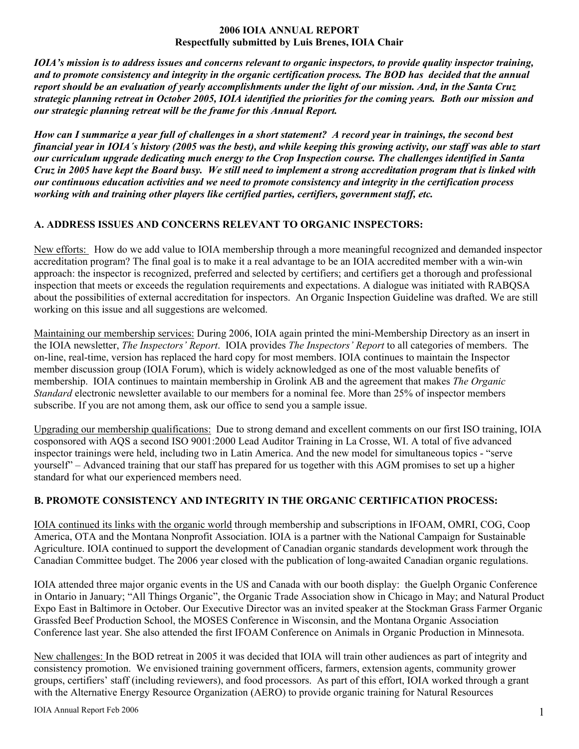**2006 IOIA ANNUAL REPORT**
**Respectfully submitted by Luis Brenes, IOIA Chair**

***IOIA's mission is to address issues and concerns relevant to organic inspectors, to provide quality inspector training, and to promote consistency and integrity in the organic certification process. The BOD has decided that the annual report should be an evaluation of yearly accomplishments under the light of our mission. And, in the Santa Cruz strategic planning retreat in October 2005, IOIA identified the priorities for the coming years. Both our mission and our strategic planning retreat will be the frame for this Annual Report.***

***How can I summarize a year full of challenges in a short statement? A record year in trainings, the second best financial year in IOIA´s history (2005 was the best), and while keeping this growing activity, our staff was able to start our curriculum upgrade dedicating much energy to the Crop Inspection course. The challenges identified in Santa Cruz in 2005 have kept the Board busy. We still need to implement a strong accreditation program that is linked with our continuous education activities and we need to promote consistency and integrity in the certification process working with and training other players like certified parties, certifiers, government staff, etc.***

## A. ADDRESS ISSUES AND CONCERNS RELEVANT TO ORGANIC INSPECTORS:

New efforts: How do we add value to IOIA membership through a more meaningful recognized and demanded inspector accreditation program? The final goal is to make it a real advantage to be an IOIA accredited member with a win-win approach: the inspector is recognized, preferred and selected by certifiers; and certifiers get a thorough and professional inspection that meets or exceeds the regulation requirements and expectations. A dialogue was initiated with RABQSA about the possibilities of external accreditation for inspectors. An Organic Inspection Guideline was drafted. We are still working on this issue and all suggestions are welcomed.

Maintaining our membership services: During 2006, IOIA again printed the mini-Membership Directory as an insert in the IOIA newsletter, *The Inspectors' Report*. IOIA provides *The Inspectors' Report* to all categories of members. The on-line, real-time, version has replaced the hard copy for most members. IOIA continues to maintain the Inspector member discussion group (IOIA Forum), which is widely acknowledged as one of the most valuable benefits of membership. IOIA continues to maintain membership in Grolink AB and the agreement that makes *The Organic Standard* electronic newsletter available to our members for a nominal fee. More than 25% of inspector members subscribe. If you are not among them, ask our office to send you a sample issue.

Upgrading our membership qualifications: Due to strong demand and excellent comments on our first ISO training, IOIA cosponsored with AQS a second ISO 9001:2000 Lead Auditor Training in La Crosse, WI. A total of five advanced inspector trainings were held, including two in Latin America. And the new model for simultaneous topics - "serve yourself" – Advanced training that our staff has prepared for us together with this AGM promises to set up a higher standard for what our experienced members need.

## B. PROMOTE CONSISTENCY AND INTEGRITY IN THE ORGANIC CERTIFICATION PROCESS:

IOIA continued its links with the organic world through membership and subscriptions in IFOAM, OMRI, COG, Coop America, OTA and the Montana Nonprofit Association. IOIA is a partner with the National Campaign for Sustainable Agriculture. IOIA continued to support the development of Canadian organic standards development work through the Canadian Committee budget. The 2006 year closed with the publication of long-awaited Canadian organic regulations.

IOIA attended three major organic events in the US and Canada with our booth display: the Guelph Organic Conference in Ontario in January; "All Things Organic", the Organic Trade Association show in Chicago in May; and Natural Product Expo East in Baltimore in October. Our Executive Director was an invited speaker at the Stockman Grass Farmer Organic Grassfed Beef Production School, the MOSES Conference in Wisconsin, and the Montana Organic Association Conference last year. She also attended the first IFOAM Conference on Animals in Organic Production in Minnesota.

New challenges: In the BOD retreat in 2005 it was decided that IOIA will train other audiences as part of integrity and consistency promotion. We envisioned training government officers, farmers, extension agents, community grower groups, certifiers' staff (including reviewers), and food processors. As part of this effort, IOIA worked through a grant with the Alternative Energy Resource Organization (AERO) to provide organic training for Natural Resources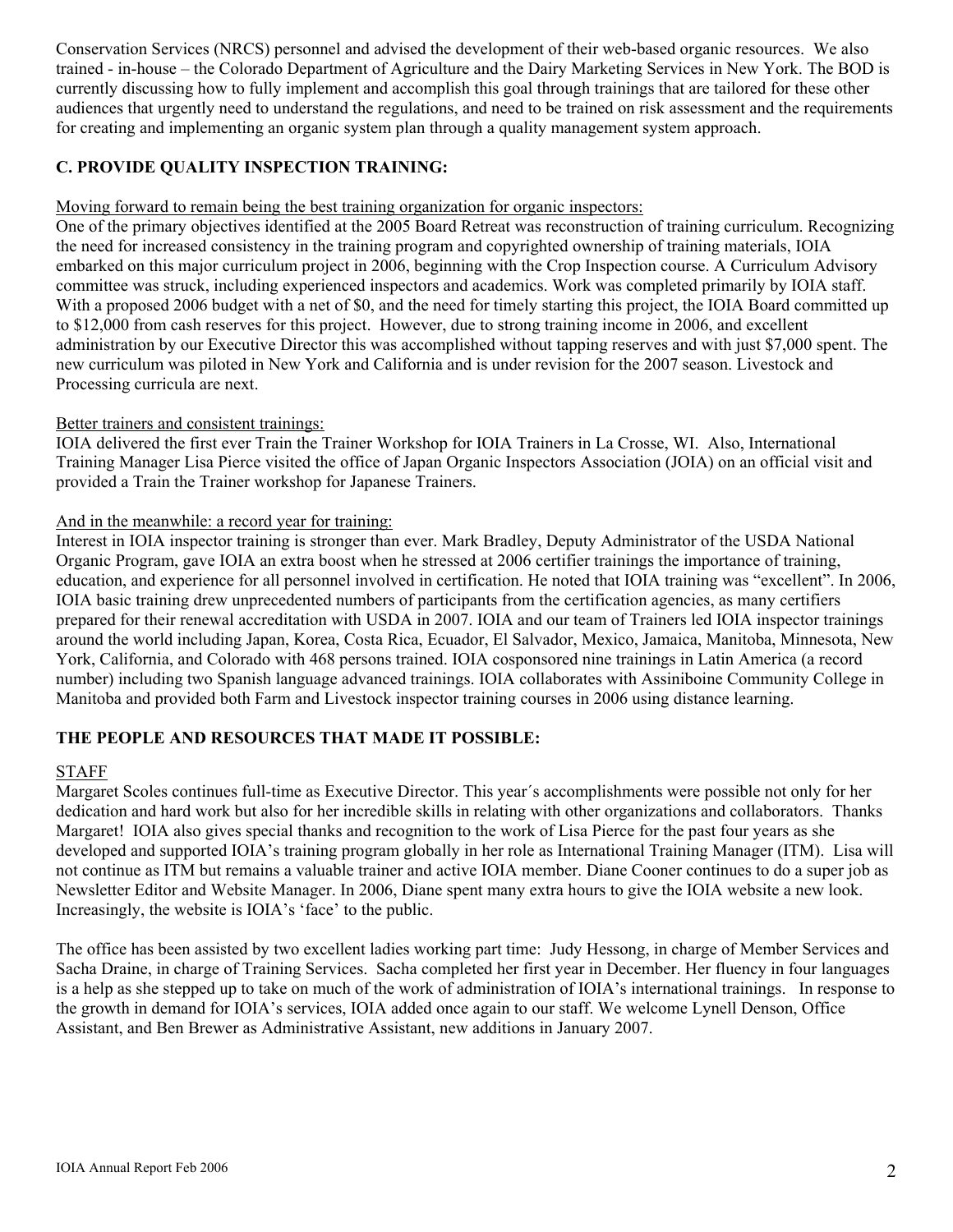Conservation Services (NRCS) personnel and advised the development of their web-based organic resources. We also trained - in-house – the Colorado Department of Agriculture and the Dairy Marketing Services in New York. The BOD is currently discussing how to fully implement and accomplish this goal through trainings that are tailored for these other audiences that urgently need to understand the regulations, and need to be trained on risk assessment and the requirements for creating and implementing an organic system plan through a quality management system approach.

## C. PROVIDE QUALITY INSPECTION TRAINING:

Moving forward to remain being the best training organization for organic inspectors:

One of the primary objectives identified at the 2005 Board Retreat was reconstruction of training curriculum. Recognizing the need for increased consistency in the training program and copyrighted ownership of training materials, IOIA embarked on this major curriculum project in 2006, beginning with the Crop Inspection course. A Curriculum Advisory committee was struck, including experienced inspectors and academics. Work was completed primarily by IOIA staff. With a proposed 2006 budget with a net of $0, and the need for timely starting this project, the IOIA Board committed up to $12,000 from cash reserves for this project. However, due to strong training income in 2006, and excellent administration by our Executive Director this was accomplished without tapping reserves and with just $7,000 spent. The new curriculum was piloted in New York and California and is under revision for the 2007 season. Livestock and Processing curricula are next.

Better trainers and consistent trainings:

IOIA delivered the first ever Train the Trainer Workshop for IOIA Trainers in La Crosse, WI. Also, International Training Manager Lisa Pierce visited the office of Japan Organic Inspectors Association (JOIA) on an official visit and provided a Train the Trainer workshop for Japanese Trainers.

And in the meanwhile: a record year for training:

Interest in IOIA inspector training is stronger than ever. Mark Bradley, Deputy Administrator of the USDA National Organic Program, gave IOIA an extra boost when he stressed at 2006 certifier trainings the importance of training, education, and experience for all personnel involved in certification. He noted that IOIA training was "excellent". In 2006, IOIA basic training drew unprecedented numbers of participants from the certification agencies, as many certifiers prepared for their renewal accreditation with USDA in 2007. IOIA and our team of Trainers led IOIA inspector trainings around the world including Japan, Korea, Costa Rica, Ecuador, El Salvador, Mexico, Jamaica, Manitoba, Minnesota, New York, California, and Colorado with 468 persons trained. IOIA cosponsored nine trainings in Latin America (a record number) including two Spanish language advanced trainings. IOIA collaborates with Assiniboine Community College in Manitoba and provided both Farm and Livestock inspector training courses in 2006 using distance learning.

## THE PEOPLE AND RESOURCES THAT MADE IT POSSIBLE:

### STAFF

Margaret Scoles continues full-time as Executive Director. This year´s accomplishments were possible not only for her dedication and hard work but also for her incredible skills in relating with other organizations and collaborators. Thanks Margaret! IOIA also gives special thanks and recognition to the work of Lisa Pierce for the past four years as she developed and supported IOIA's training program globally in her role as International Training Manager (ITM). Lisa will not continue as ITM but remains a valuable trainer and active IOIA member. Diane Cooner continues to do a super job as Newsletter Editor and Website Manager. In 2006, Diane spent many extra hours to give the IOIA website a new look. Increasingly, the website is IOIA's 'face' to the public.

The office has been assisted by two excellent ladies working part time: Judy Hessong, in charge of Member Services and Sacha Draine, in charge of Training Services. Sacha completed her first year in December. Her fluency in four languages is a help as she stepped up to take on much of the work of administration of IOIA's international trainings. In response to the growth in demand for IOIA's services, IOIA added once again to our staff. We welcome Lynell Denson, Office Assistant, and Ben Brewer as Administrative Assistant, new additions in January 2007.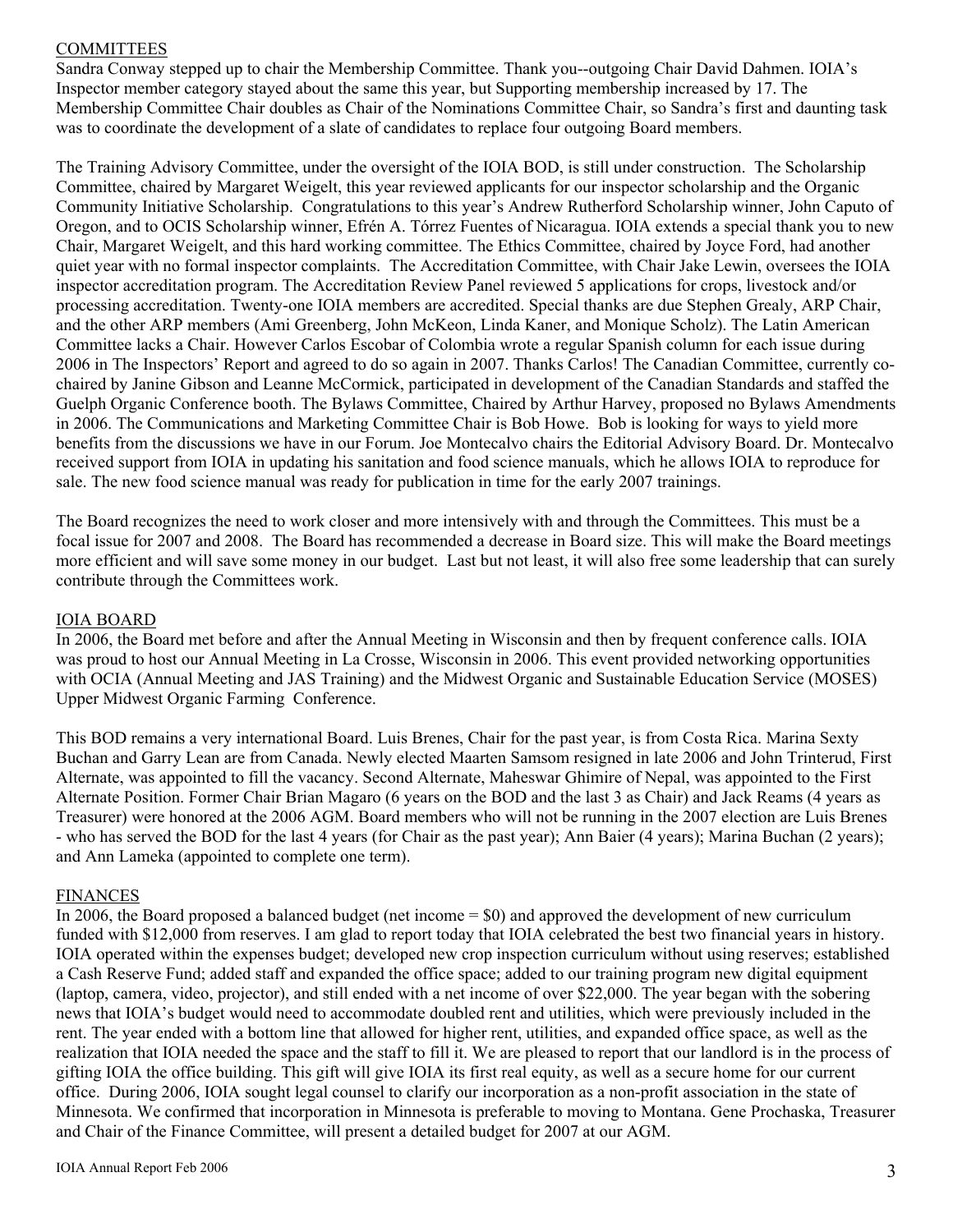## COMMITTEES

Sandra Conway stepped up to chair the Membership Committee. Thank you--outgoing Chair David Dahmen. IOIA's Inspector member category stayed about the same this year, but Supporting membership increased by 17. The Membership Committee Chair doubles as Chair of the Nominations Committee Chair, so Sandra's first and daunting task was to coordinate the development of a slate of candidates to replace four outgoing Board members.

The Training Advisory Committee, under the oversight of the IOIA BOD, is still under construction. The Scholarship Committee, chaired by Margaret Weigelt, this year reviewed applicants for our inspector scholarship and the Organic Community Initiative Scholarship. Congratulations to this year's Andrew Rutherford Scholarship winner, John Caputo of Oregon, and to OCIS Scholarship winner, Efrén A. Tórrez Fuentes of Nicaragua. IOIA extends a special thank you to new Chair, Margaret Weigelt, and this hard working committee. The Ethics Committee, chaired by Joyce Ford, had another quiet year with no formal inspector complaints. The Accreditation Committee, with Chair Jake Lewin, oversees the IOIA inspector accreditation program. The Accreditation Review Panel reviewed 5 applications for crops, livestock and/or processing accreditation. Twenty-one IOIA members are accredited. Special thanks are due Stephen Grealy, ARP Chair, and the other ARP members (Ami Greenberg, John McKeon, Linda Kaner, and Monique Scholz). The Latin American Committee lacks a Chair. However Carlos Escobar of Colombia wrote a regular Spanish column for each issue during 2006 in The Inspectors' Report and agreed to do so again in 2007. Thanks Carlos! The Canadian Committee, currently co-chaired by Janine Gibson and Leanne McCormick, participated in development of the Canadian Standards and staffed the Guelph Organic Conference booth. The Bylaws Committee, Chaired by Arthur Harvey, proposed no Bylaws Amendments in 2006. The Communications and Marketing Committee Chair is Bob Howe. Bob is looking for ways to yield more benefits from the discussions we have in our Forum. Joe Montecalvo chairs the Editorial Advisory Board. Dr. Montecalvo received support from IOIA in updating his sanitation and food science manuals, which he allows IOIA to reproduce for sale. The new food science manual was ready for publication in time for the early 2007 trainings.

The Board recognizes the need to work closer and more intensively with and through the Committees. This must be a focal issue for 2007 and 2008. The Board has recommended a decrease in Board size. This will make the Board meetings more efficient and will save some money in our budget. Last but not least, it will also free some leadership that can surely contribute through the Committees work.

## IOIA BOARD

In 2006, the Board met before and after the Annual Meeting in Wisconsin and then by frequent conference calls. IOIA was proud to host our Annual Meeting in La Crosse, Wisconsin in 2006. This event provided networking opportunities with OCIA (Annual Meeting and JAS Training) and the Midwest Organic and Sustainable Education Service (MOSES) Upper Midwest Organic Farming Conference.

This BOD remains a very international Board. Luis Brenes, Chair for the past year, is from Costa Rica. Marina Sexty Buchan and Garry Lean are from Canada. Newly elected Maarten Samsom resigned in late 2006 and John Trinterud, First Alternate, was appointed to fill the vacancy. Second Alternate, Maheswar Ghimire of Nepal, was appointed to the First Alternate Position. Former Chair Brian Magaro (6 years on the BOD and the last 3 as Chair) and Jack Reams (4 years as Treasurer) were honored at the 2006 AGM. Board members who will not be running in the 2007 election are Luis Brenes - who has served the BOD for the last 4 years (for Chair as the past year); Ann Baier (4 years); Marina Buchan (2 years); and Ann Lameka (appointed to complete one term).

## FINANCES

In 2006, the Board proposed a balanced budget (net income = $0) and approved the development of new curriculum funded with $12,000 from reserves. I am glad to report today that IOIA celebrated the best two financial years in history. IOIA operated within the expenses budget; developed new crop inspection curriculum without using reserves; established a Cash Reserve Fund; added staff and expanded the office space; added to our training program new digital equipment (laptop, camera, video, projector), and still ended with a net income of over $22,000. The year began with the sobering news that IOIA's budget would need to accommodate doubled rent and utilities, which were previously included in the rent. The year ended with a bottom line that allowed for higher rent, utilities, and expanded office space, as well as the realization that IOIA needed the space and the staff to fill it. We are pleased to report that our landlord is in the process of gifting IOIA the office building. This gift will give IOIA its first real equity, as well as a secure home for our current office. During 2006, IOIA sought legal counsel to clarify our incorporation as a non-profit association in the state of Minnesota. We confirmed that incorporation in Minnesota is preferable to moving to Montana. Gene Prochaska, Treasurer and Chair of the Finance Committee, will present a detailed budget for 2007 at our AGM.